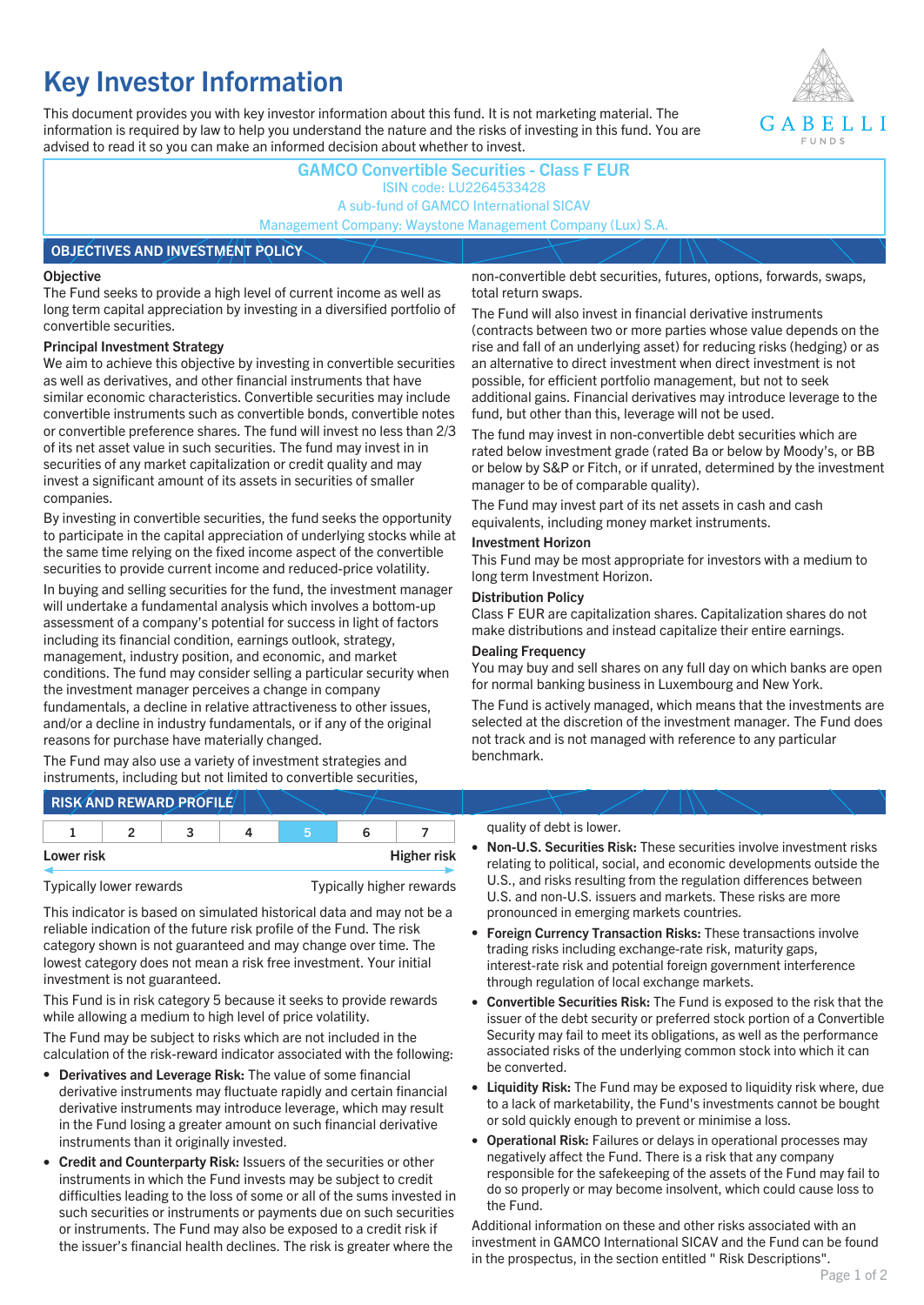# Key Investor Information

This document provides you with key investor information about this fund. It is not marketing material. The information is required by law to help you understand the nature and the risks of investing in this fund. You are advised to read it so you can make an informed decision about whether to invest.

**GAMCO Convertible Securities - Class F EUR**
ISIN code: LU2264533428
A sub-fund of GAMCO International SICAV
Management Company: Waystone Management Company (Lux) S.A.

## OBJECTIVES AND INVESTMENT POLICY

**Objective**

The Fund seeks to provide a high level of current income as well as long term capital appreciation by investing in a diversified portfolio of convertible securities.

**Principal Investment Strategy**

We aim to achieve this objective by investing in convertible securities as well as derivatives, and other financial instruments that have similar economic characteristics. Convertible securities may include convertible instruments such as convertible bonds, convertible notes or convertible preference shares. The fund will invest no less than 2/3 of its net asset value in such securities. The fund may invest in in securities of any market capitalization or credit quality and may invest a significant amount of its assets in securities of smaller companies.

By investing in convertible securities, the fund seeks the opportunity to participate in the capital appreciation of underlying stocks while at the same time relying on the fixed income aspect of the convertible securities to provide current income and reduced-price volatility.

In buying and selling securities for the fund, the investment manager will undertake a fundamental analysis which involves a bottom-up assessment of a company's potential for success in light of factors including its financial condition, earnings outlook, strategy, management, industry position, and economic, and market conditions. The fund may consider selling a particular security when the investment manager perceives a change in company fundamentals, a decline in relative attractiveness to other issues, and/or a decline in industry fundamentals, or if any of the original reasons for purchase have materially changed.

The Fund may also use a variety of investment strategies and instruments, including but not limited to convertible securities, non-convertible debt securities, futures, options, forwards, swaps, total return swaps.

The Fund will also invest in financial derivative instruments (contracts between two or more parties whose value depends on the rise and fall of an underlying asset) for reducing risks (hedging) or as an alternative to direct investment when direct investment is not possible, for efficient portfolio management, but not to seek additional gains. Financial derivatives may introduce leverage to the fund, but other than this, leverage will not be used.

The fund may invest in non-convertible debt securities which are rated below investment grade (rated Ba or below by Moody's, or BB or below by S&P or Fitch, or if unrated, determined by the investment manager to be of comparable quality).

The Fund may invest part of its net assets in cash and cash equivalents, including money market instruments.

**Investment Horizon**

This Fund may be most appropriate for investors with a medium to long term Investment Horizon.

**Distribution Policy**

Class F EUR are capitalization shares. Capitalization shares do not make distributions and instead capitalize their entire earnings.

**Dealing Frequency**

You may buy and sell shares on any full day on which banks are open for normal banking business in Luxembourg and New York.

The Fund is actively managed, which means that the investments are selected at the discretion of the investment manager. The Fund does not track and is not managed with reference to any particular benchmark.

## RISK AND REWARD PROFILE

| 1 | 2 | 3 | 4 | **5** | 6 | 7 |
|---|---|---|---|---|---|---|

Lower risk — Higher risk

Typically lower rewards — Typically higher rewards

This indicator is based on simulated historical data and may not be a reliable indication of the future risk profile of the Fund. The risk category shown is not guaranteed and may change over time. The lowest category does not mean a risk free investment. Your initial investment is not guaranteed.

This Fund is in risk category 5 because it seeks to provide rewards while allowing a medium to high level of price volatility.

The Fund may be subject to risks which are not included in the calculation of the risk-reward indicator associated with the following:

- **Derivatives and Leverage Risk:** The value of some financial derivative instruments may fluctuate rapidly and certain financial derivative instruments may introduce leverage, which may result in the Fund losing a greater amount on such financial derivative instruments than it originally invested.
- **Credit and Counterparty Risk:** Issuers of the securities or other instruments in which the Fund invests may be subject to credit difficulties leading to the loss of some or all of the sums invested in such securities or instruments or payments due on such securities or instruments. The Fund may also be exposed to a credit risk if the issuer's financial health declines. The risk is greater where the quality of debt is lower.
- **Non-U.S. Securities Risk:** These securities involve investment risks relating to political, social, and economic developments outside the U.S., and risks resulting from the regulation differences between U.S. and non-U.S. issuers and markets. These risks are more pronounced in emerging markets countries.
- **Foreign Currency Transaction Risks:** These transactions involve trading risks including exchange-rate risk, maturity gaps, interest-rate risk and potential foreign government interference through regulation of local exchange markets.
- **Convertible Securities Risk:** The Fund is exposed to the risk that the issuer of the debt security or preferred stock portion of a Convertible Security may fail to meet its obligations, as well as the performance associated risks of the underlying common stock into which it can be converted.
- **Liquidity Risk:** The Fund may be exposed to liquidity risk where, due to a lack of marketability, the Fund's investments cannot be bought or sold quickly enough to prevent or minimise a loss.
- **Operational Risk:** Failures or delays in operational processes may negatively affect the Fund. There is a risk that any company responsible for the safekeeping of the assets of the Fund may fail to do so properly or may become insolvent, which could cause loss to the Fund.

Additional information on these and other risks associated with an investment in GAMCO International SICAV and the Fund can be found in the prospectus, in the section entitled " Risk Descriptions".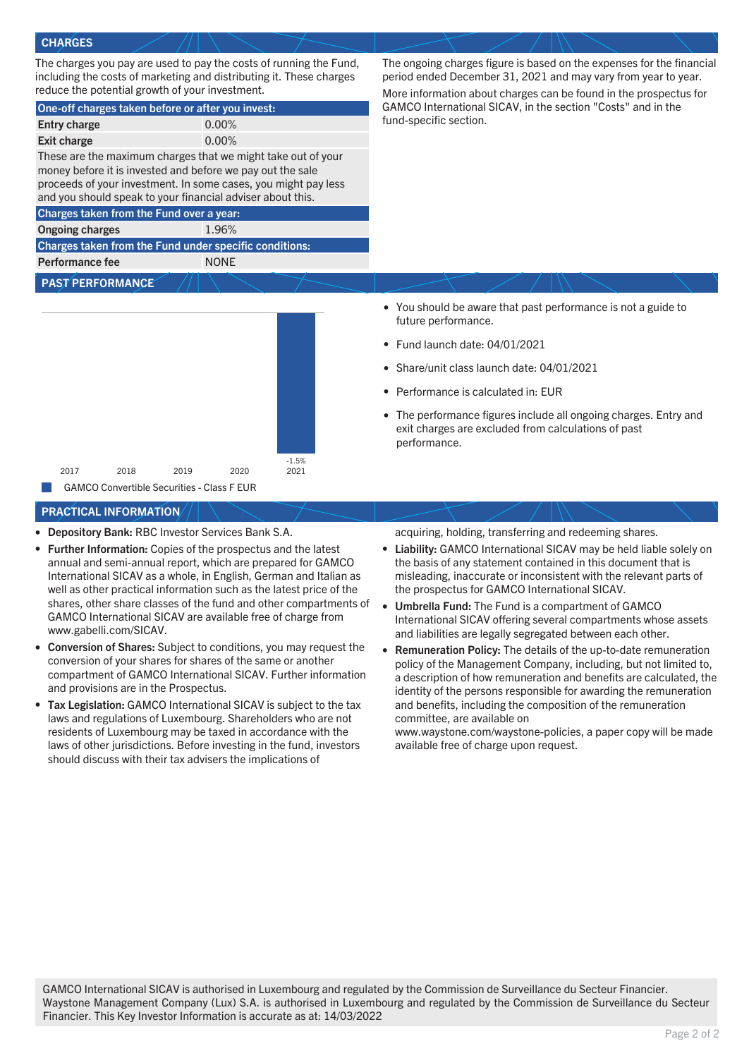## CHARGES

The charges you pay are used to pay the costs of running the Fund, including the costs of marketing and distributing it. These charges reduce the potential growth of your investment.

| One-off charges taken before or after you invest: | |
|---|---|
| **Entry charge** | 0.00% |
| **Exit charge** | 0.00% |
| These are the maximum charges that we might take out of your money before it is invested and before we pay out the sale proceeds of your investment. In some cases, you might pay less and you should speak to your financial adviser about this. | |
| **Charges taken from the Fund over a year:** | |
| **Ongoing charges** | 1.96% |
| **Charges taken from the Fund under specific conditions:** | |
| **Performance fee** | NONE |

The ongoing charges figure is based on the expenses for the financial period ended December 31, 2021 and may vary from year to year.

More information about charges can be found in the prospectus for GAMCO International SICAV, in the section "Costs" and in the fund-specific section.

## PAST PERFORMANCE

-1.5%

2017 2018 2019 2020 2021

GAMCO Convertible Securities - Class F EUR

- You should be aware that past performance is not a guide to future performance.
- Fund launch date: 04/01/2021
- Share/unit class launch date: 04/01/2021
- Performance is calculated in: EUR
- The performance figures include all ongoing charges. Entry and exit charges are excluded from calculations of past performance.

## PRACTICAL INFORMATION

- **Depository Bank:** RBC Investor Services Bank S.A.
- **Further Information:** Copies of the prospectus and the latest annual and semi-annual report, which are prepared for GAMCO International SICAV as a whole, in English, German and Italian as well as other practical information such as the latest price of the shares, other share classes of the fund and other compartments of GAMCO International SICAV are available free of charge from www.gabelli.com/SICAV.
- **Conversion of Shares:** Subject to conditions, you may request the conversion of your shares for shares of the same or another compartment of GAMCO International SICAV. Further information and provisions are in the Prospectus.
- **Tax Legislation:** GAMCO International SICAV is subject to the tax laws and regulations of Luxembourg. Shareholders who are not residents of Luxembourg may be taxed in accordance with the laws of other jurisdictions. Before investing in the fund, investors should discuss with their tax advisers the implications of acquiring, holding, transferring and redeeming shares.
- **Liability:** GAMCO International SICAV may be held liable solely on the basis of any statement contained in this document that is misleading, inaccurate or inconsistent with the relevant parts of the prospectus for GAMCO International SICAV.
- **Umbrella Fund:** The Fund is a compartment of GAMCO International SICAV offering several compartments whose assets and liabilities are legally segregated between each other.
- **Remuneration Policy:** The details of the up-to-date remuneration policy of the Management Company, including, but not limited to, a description of how remuneration and benefits are calculated, the identity of the persons responsible for awarding the remuneration and benefits, including the composition of the remuneration committee, are available on www.waystone.com/waystone-policies, a paper copy will be made available free of charge upon request.

GAMCO International SICAV is authorised in Luxembourg and regulated by the Commission de Surveillance du Secteur Financier. Waystone Management Company (Lux) S.A. is authorised in Luxembourg and regulated by the Commission de Surveillance du Secteur Financier. This Key Investor Information is accurate as at: 14/03/2022